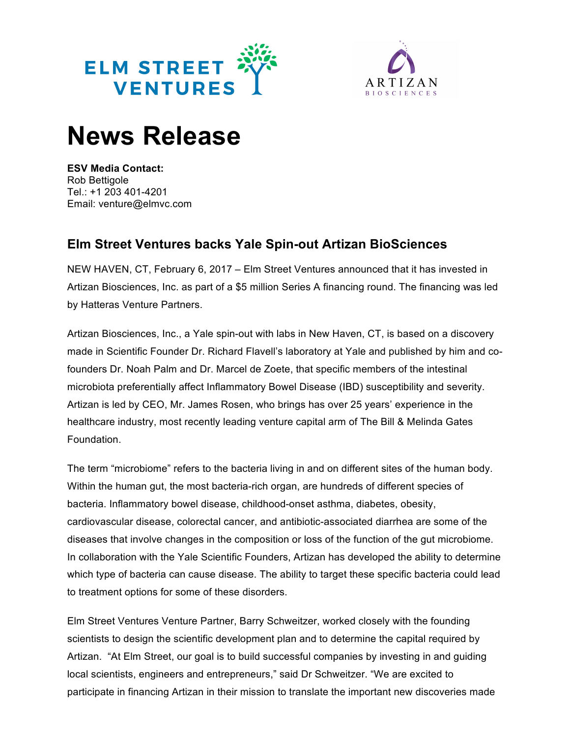ELM STREET VENTURES

ARTIZAN BIOSCIENCES

# News Release

**ESV Media Contact:**
Rob Bettigole
Tel.: +1 203 401-4201
Email: venture@elmvc.com

## Elm Street Ventures backs Yale Spin-out Artizan BioSciences

NEW HAVEN, CT, February 6, 2017 – Elm Street Ventures announced that it has invested in Artizan Biosciences, Inc. as part of a $5 million Series A financing round. The financing was led by Hatteras Venture Partners.

Artizan Biosciences, Inc., a Yale spin-out with labs in New Haven, CT, is based on a discovery made in Scientific Founder Dr. Richard Flavell's laboratory at Yale and published by him and co-founders Dr. Noah Palm and Dr. Marcel de Zoete, that specific members of the intestinal microbiota preferentially affect Inflammatory Bowel Disease (IBD) susceptibility and severity. Artizan is led by CEO, Mr. James Rosen, who brings has over 25 years' experience in the healthcare industry, most recently leading venture capital arm of The Bill & Melinda Gates Foundation.

The term "microbiome" refers to the bacteria living in and on different sites of the human body. Within the human gut, the most bacteria-rich organ, are hundreds of different species of bacteria. Inflammatory bowel disease, childhood-onset asthma, diabetes, obesity, cardiovascular disease, colorectal cancer, and antibiotic-associated diarrhea are some of the diseases that involve changes in the composition or loss of the function of the gut microbiome. In collaboration with the Yale Scientific Founders, Artizan has developed the ability to determine which type of bacteria can cause disease. The ability to target these specific bacteria could lead to treatment options for some of these disorders.

Elm Street Ventures Venture Partner, Barry Schweitzer, worked closely with the founding scientists to design the scientific development plan and to determine the capital required by Artizan. "At Elm Street, our goal is to build successful companies by investing in and guiding local scientists, engineers and entrepreneurs," said Dr Schweitzer. "We are excited to participate in financing Artizan in their mission to translate the important new discoveries made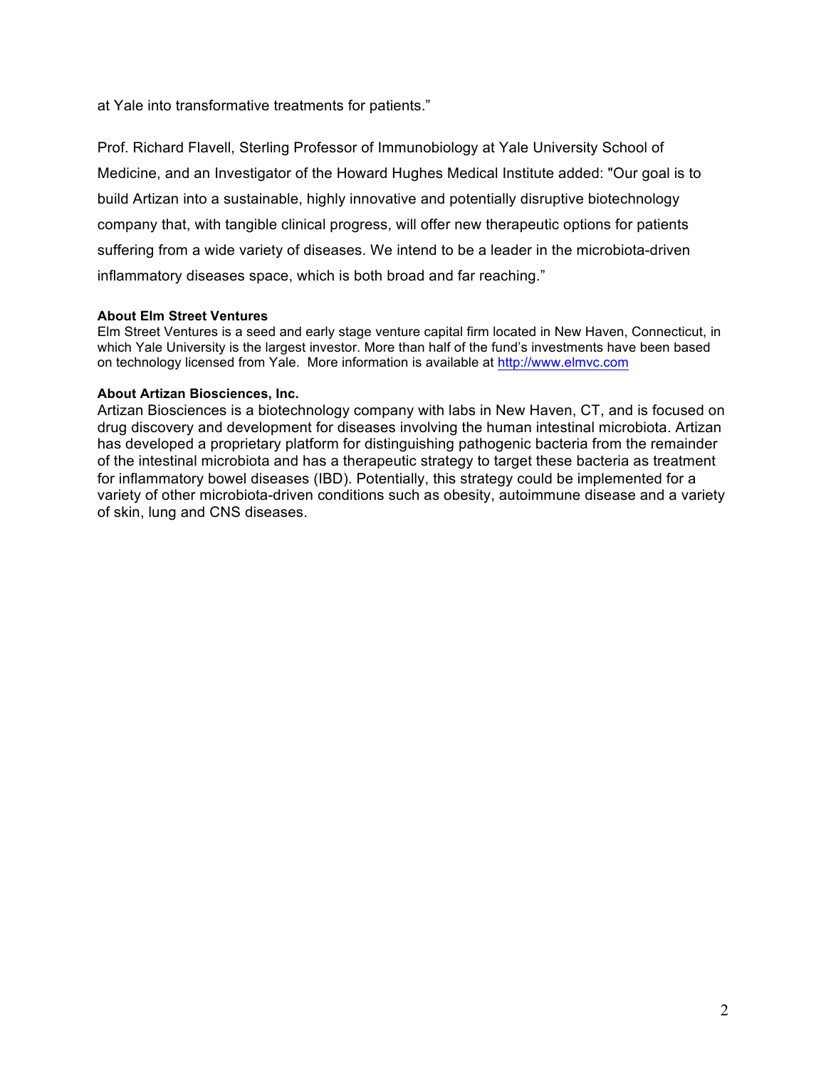at Yale into transformative treatments for patients."

Prof. Richard Flavell, Sterling Professor of Immunobiology at Yale University School of Medicine, and an Investigator of the Howard Hughes Medical Institute added: "Our goal is to build Artizan into a sustainable, highly innovative and potentially disruptive biotechnology company that, with tangible clinical progress, will offer new therapeutic options for patients suffering from a wide variety of diseases. We intend to be a leader in the microbiota-driven inflammatory diseases space, which is both broad and far reaching."

**About Elm Street Ventures**

Elm Street Ventures is a seed and early stage venture capital firm located in New Haven, Connecticut, in which Yale University is the largest investor. More than half of the fund's investments have been based on technology licensed from Yale. More information is available at http://www.elmvc.com

**About Artizan Biosciences, Inc.**

Artizan Biosciences is a biotechnology company with labs in New Haven, CT, and is focused on drug discovery and development for diseases involving the human intestinal microbiota. Artizan has developed a proprietary platform for distinguishing pathogenic bacteria from the remainder of the intestinal microbiota and has a therapeutic strategy to target these bacteria as treatment for inflammatory bowel diseases (IBD). Potentially, this strategy could be implemented for a variety of other microbiota-driven conditions such as obesity, autoimmune disease and a variety of skin, lung and CNS diseases.